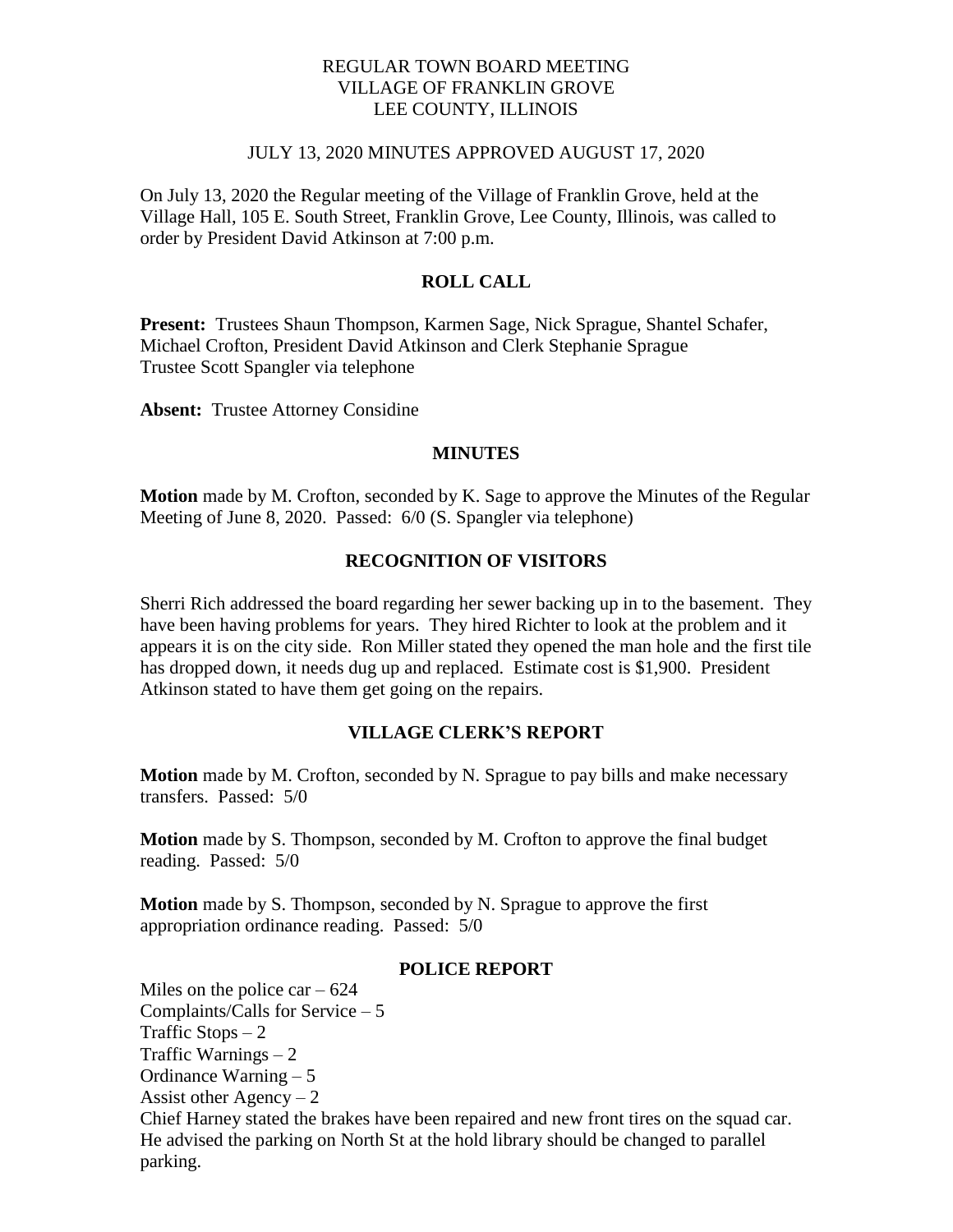REGULAR TOWN BOARD MEETING
VILLAGE OF FRANKLIN GROVE
LEE COUNTY, ILLINOIS

JULY 13, 2020 MINUTES APPROVED AUGUST 17, 2020

On July 13, 2020 the Regular meeting of the Village of Franklin Grove, held at the Village Hall, 105 E. South Street, Franklin Grove, Lee County, Illinois, was called to order by President David Atkinson at 7:00 p.m.

## ROLL CALL

**Present:** Trustees Shaun Thompson, Karmen Sage, Nick Sprague, Shantel Schafer, Michael Crofton, President David Atkinson and Clerk Stephanie Sprague
Trustee Scott Spangler via telephone

**Absent:** Trustee Attorney Considine

## MINUTES

**Motion** made by M. Crofton, seconded by K. Sage to approve the Minutes of the Regular Meeting of June 8, 2020. Passed: 6/0 (S. Spangler via telephone)

## RECOGNITION OF VISITORS

Sherri Rich addressed the board regarding her sewer backing up in to the basement. They have been having problems for years. They hired Richter to look at the problem and it appears it is on the city side. Ron Miller stated they opened the man hole and the first tile has dropped down, it needs dug up and replaced. Estimate cost is $1,900. President Atkinson stated to have them get going on the repairs.

## VILLAGE CLERK'S REPORT

**Motion** made by M. Crofton, seconded by N. Sprague to pay bills and make necessary transfers. Passed: 5/0

**Motion** made by S. Thompson, seconded by M. Crofton to approve the final budget reading. Passed: 5/0

**Motion** made by S. Thompson, seconded by N. Sprague to approve the first appropriation ordinance reading. Passed: 5/0

## POLICE REPORT

Miles on the police car – 624
Complaints/Calls for Service – 5
Traffic Stops – 2
Traffic Warnings – 2
Ordinance Warning – 5
Assist other Agency – 2
Chief Harney stated the brakes have been repaired and new front tires on the squad car. He advised the parking on North St at the hold library should be changed to parallel parking.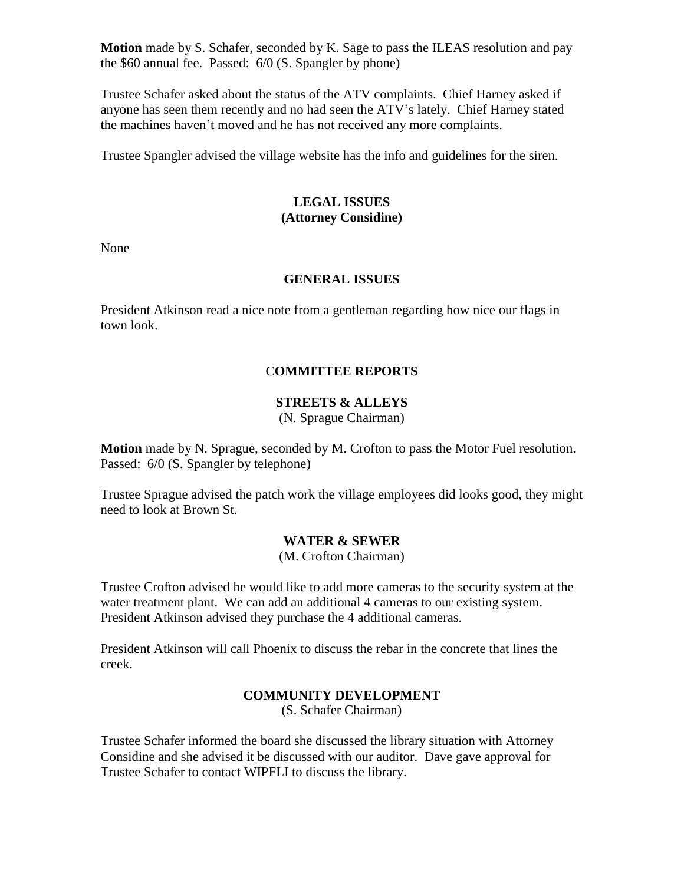**Motion** made by S. Schafer, seconded by K. Sage to pass the ILEAS resolution and pay the $60 annual fee. Passed: 6/0 (S. Spangler by phone)

Trustee Schafer asked about the status of the ATV complaints. Chief Harney asked if anyone has seen them recently and no had seen the ATV's lately. Chief Harney stated the machines haven't moved and he has not received any more complaints.

Trustee Spangler advised the village website has the info and guidelines for the siren.

## LEGAL ISSUES
**(Attorney Considine)**

None

## GENERAL ISSUES

President Atkinson read a nice note from a gentleman regarding how nice our flags in town look.

## COMMITTEE REPORTS

### STREETS & ALLEYS
(N. Sprague Chairman)

**Motion** made by N. Sprague, seconded by M. Crofton to pass the Motor Fuel resolution. Passed: 6/0 (S. Spangler by telephone)

Trustee Sprague advised the patch work the village employees did looks good, they might need to look at Brown St.

### WATER & SEWER
(M. Crofton Chairman)

Trustee Crofton advised he would like to add more cameras to the security system at the water treatment plant. We can add an additional 4 cameras to our existing system. President Atkinson advised they purchase the 4 additional cameras.

President Atkinson will call Phoenix to discuss the rebar in the concrete that lines the creek.

### COMMUNITY DEVELOPMENT
(S. Schafer Chairman)

Trustee Schafer informed the board she discussed the library situation with Attorney Considine and she advised it be discussed with our auditor. Dave gave approval for Trustee Schafer to contact WIPFLI to discuss the library.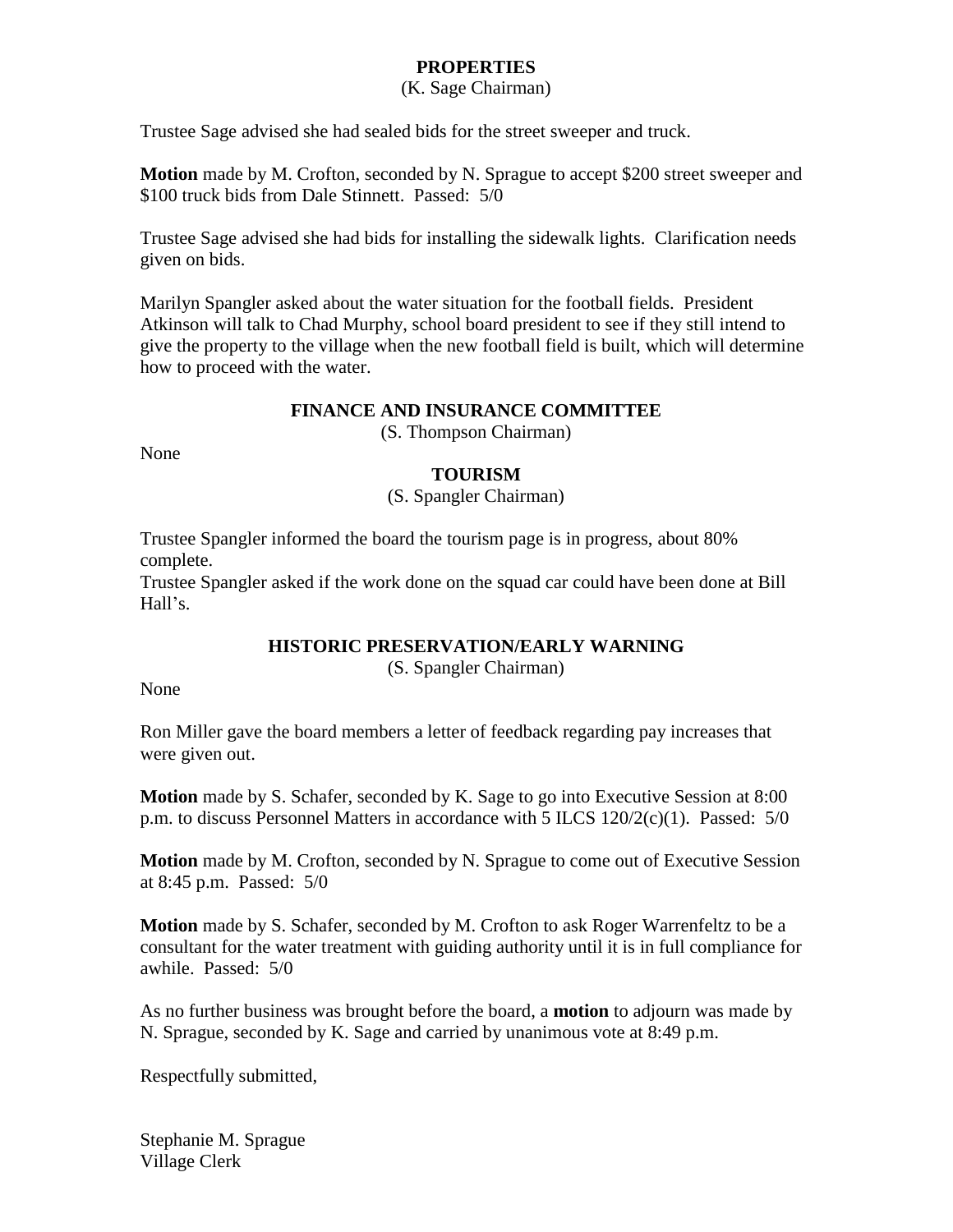**PROPERTIES**
(K. Sage Chairman)

Trustee Sage advised she had sealed bids for the street sweeper and truck.

**Motion** made by M. Crofton, seconded by N. Sprague to accept $200 street sweeper and $100 truck bids from Dale Stinnett. Passed: 5/0

Trustee Sage advised she had bids for installing the sidewalk lights. Clarification needs given on bids.

Marilyn Spangler asked about the water situation for the football fields. President Atkinson will talk to Chad Murphy, school board president to see if they still intend to give the property to the village when the new football field is built, which will determine how to proceed with the water.

**FINANCE AND INSURANCE COMMITTEE**
(S. Thompson Chairman)

None

**TOURISM**
(S. Spangler Chairman)

Trustee Spangler informed the board the tourism page is in progress, about 80% complete.
Trustee Spangler asked if the work done on the squad car could have been done at Bill Hall's.

**HISTORIC PRESERVATION/EARLY WARNING**
(S. Spangler Chairman)

None

Ron Miller gave the board members a letter of feedback regarding pay increases that were given out.

**Motion** made by S. Schafer, seconded by K. Sage to go into Executive Session at 8:00 p.m. to discuss Personnel Matters in accordance with 5 ILCS 120/2(c)(1). Passed: 5/0

**Motion** made by M. Crofton, seconded by N. Sprague to come out of Executive Session at 8:45 p.m. Passed: 5/0

**Motion** made by S. Schafer, seconded by M. Crofton to ask Roger Warrenfeltz to be a consultant for the water treatment with guiding authority until it is in full compliance for awhile. Passed: 5/0

As no further business was brought before the board, a **motion** to adjourn was made by N. Sprague, seconded by K. Sage and carried by unanimous vote at 8:49 p.m.

Respectfully submitted,

Stephanie M. Sprague
Village Clerk